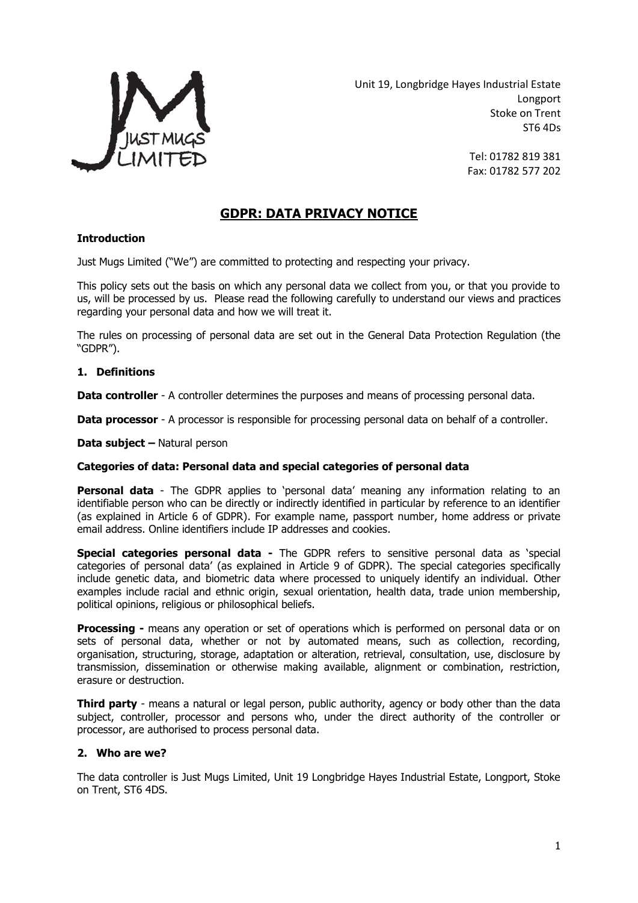Unit 19, Longbridge Hayes Industrial Estate
Longport
Stoke on Trent
ST6 4Ds

Tel: 01782 819 381
Fax: 01782 577 202

# GDPR: DATA PRIVACY NOTICE

**Introduction**

Just Mugs Limited ("We") are committed to protecting and respecting your privacy.

This policy sets out the basis on which any personal data we collect from you, or that you provide to us, will be processed by us. Please read the following carefully to understand our views and practices regarding your personal data and how we will treat it.

The rules on processing of personal data are set out in the General Data Protection Regulation (the "GDPR").

## 1. Definitions

**Data controller** - A controller determines the purposes and means of processing personal data.

**Data processor** - A processor is responsible for processing personal data on behalf of a controller.

**Data subject –** Natural person

**Categories of data: Personal data and special categories of personal data**

**Personal data** - The GDPR applies to 'personal data' meaning any information relating to an identifiable person who can be directly or indirectly identified in particular by reference to an identifier (as explained in Article 6 of GDPR). For example name, passport number, home address or private email address. Online identifiers include IP addresses and cookies.

**Special categories personal data -** The GDPR refers to sensitive personal data as 'special categories of personal data' (as explained in Article 9 of GDPR). The special categories specifically include genetic data, and biometric data where processed to uniquely identify an individual. Other examples include racial and ethnic origin, sexual orientation, health data, trade union membership, political opinions, religious or philosophical beliefs.

**Processing -** means any operation or set of operations which is performed on personal data or on sets of personal data, whether or not by automated means, such as collection, recording, organisation, structuring, storage, adaptation or alteration, retrieval, consultation, use, disclosure by transmission, dissemination or otherwise making available, alignment or combination, restriction, erasure or destruction.

**Third party** - means a natural or legal person, public authority, agency or body other than the data subject, controller, processor and persons who, under the direct authority of the controller or processor, are authorised to process personal data.

## 2. Who are we?

The data controller is Just Mugs Limited, Unit 19 Longbridge Hayes Industrial Estate, Longport, Stoke on Trent, ST6 4DS.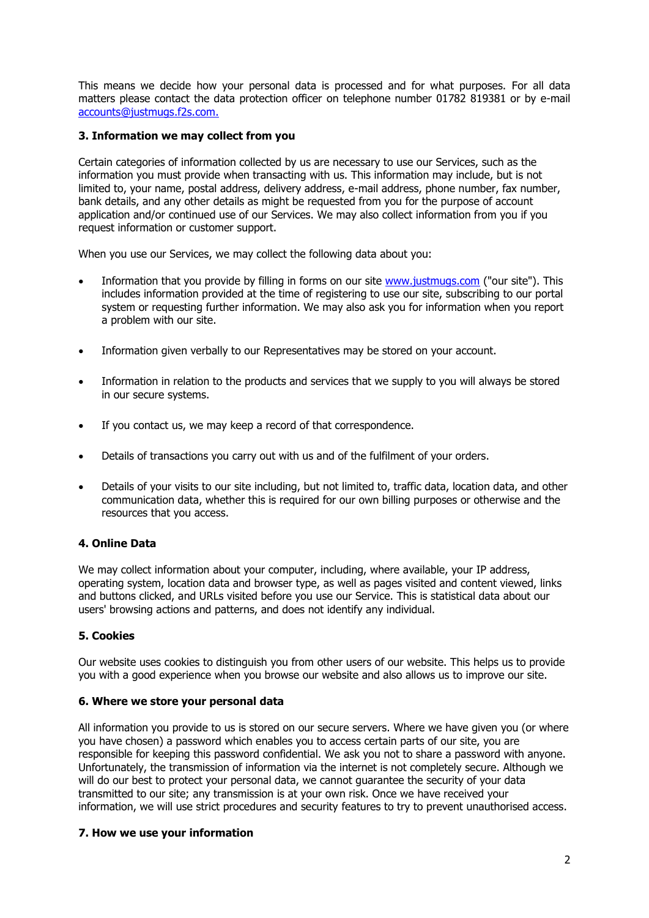This means we decide how your personal data is processed and for what purposes. For all data matters please contact the data protection officer on telephone number 01782 819381 or by e-mail accounts@justmugs.f2s.com.

### 3. Information we may collect from you

Certain categories of information collected by us are necessary to use our Services, such as the information you must provide when transacting with us. This information may include, but is not limited to, your name, postal address, delivery address, e-mail address, phone number, fax number, bank details, and any other details as might be requested from you for the purpose of account application and/or continued use of our Services. We may also collect information from you if you request information or customer support.

When you use our Services, we may collect the following data about you:

- Information that you provide by filling in forms on our site www.justmugs.com ("our site"). This includes information provided at the time of registering to use our site, subscribing to our portal system or requesting further information. We may also ask you for information when you report a problem with our site.
- Information given verbally to our Representatives may be stored on your account.
- Information in relation to the products and services that we supply to you will always be stored in our secure systems.
- If you contact us, we may keep a record of that correspondence.
- Details of transactions you carry out with us and of the fulfilment of your orders.
- Details of your visits to our site including, but not limited to, traffic data, location data, and other communication data, whether this is required for our own billing purposes or otherwise and the resources that you access.

### 4. Online Data

We may collect information about your computer, including, where available, your IP address, operating system, location data and browser type, as well as pages visited and content viewed, links and buttons clicked, and URLs visited before you use our Service. This is statistical data about our users' browsing actions and patterns, and does not identify any individual.

### 5. Cookies

Our website uses cookies to distinguish you from other users of our website. This helps us to provide you with a good experience when you browse our website and also allows us to improve our site.

### 6. Where we store your personal data

All information you provide to us is stored on our secure servers. Where we have given you (or where you have chosen) a password which enables you to access certain parts of our site, you are responsible for keeping this password confidential. We ask you not to share a password with anyone. Unfortunately, the transmission of information via the internet is not completely secure. Although we will do our best to protect your personal data, we cannot guarantee the security of your data transmitted to our site; any transmission is at your own risk. Once we have received your information, we will use strict procedures and security features to try to prevent unauthorised access.

### 7. How we use your information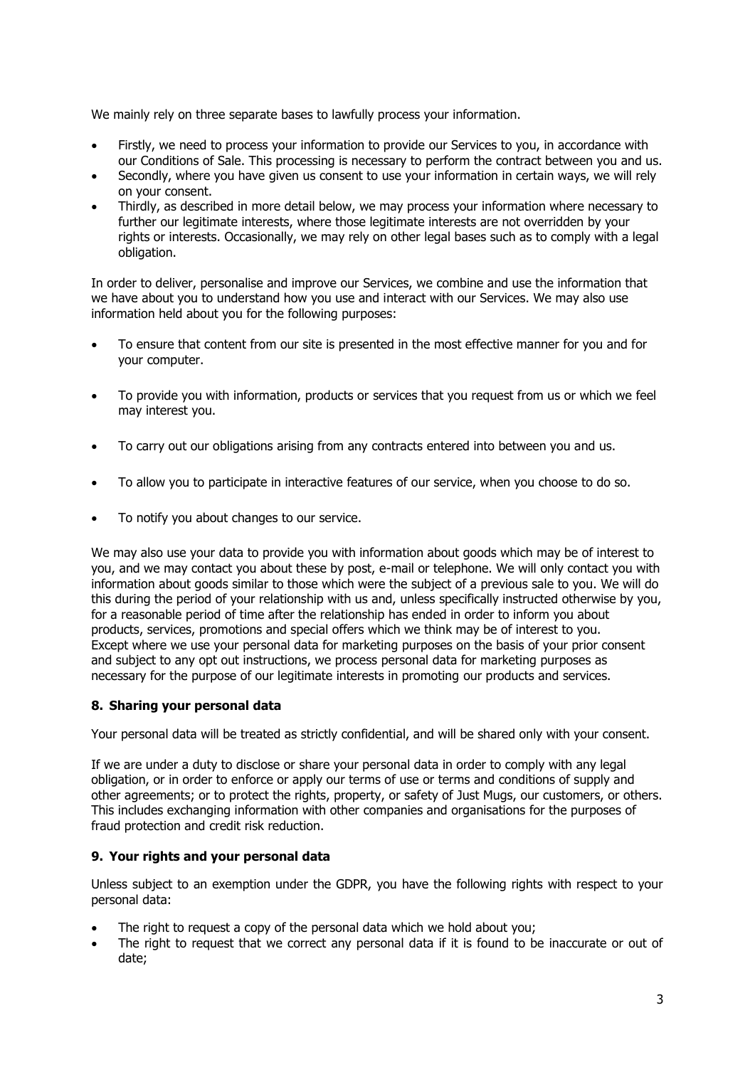We mainly rely on three separate bases to lawfully process your information.

- Firstly, we need to process your information to provide our Services to you, in accordance with our Conditions of Sale. This processing is necessary to perform the contract between you and us.
- Secondly, where you have given us consent to use your information in certain ways, we will rely on your consent.
- Thirdly, as described in more detail below, we may process your information where necessary to further our legitimate interests, where those legitimate interests are not overridden by your rights or interests. Occasionally, we may rely on other legal bases such as to comply with a legal obligation.

In order to deliver, personalise and improve our Services, we combine and use the information that we have about you to understand how you use and interact with our Services. We may also use information held about you for the following purposes:

- To ensure that content from our site is presented in the most effective manner for you and for your computer.
- To provide you with information, products or services that you request from us or which we feel may interest you.
- To carry out our obligations arising from any contracts entered into between you and us.
- To allow you to participate in interactive features of our service, when you choose to do so.
- To notify you about changes to our service.

We may also use your data to provide you with information about goods which may be of interest to you, and we may contact you about these by post, e-mail or telephone. We will only contact you with information about goods similar to those which were the subject of a previous sale to you. We will do this during the period of your relationship with us and, unless specifically instructed otherwise by you, for a reasonable period of time after the relationship has ended in order to inform you about products, services, promotions and special offers which we think may be of interest to you.
Except where we use your personal data for marketing purposes on the basis of your prior consent and subject to any opt out instructions, we process personal data for marketing purposes as necessary for the purpose of our legitimate interests in promoting our products and services.

## 8. Sharing your personal data

Your personal data will be treated as strictly confidential, and will be shared only with your consent.

If we are under a duty to disclose or share your personal data in order to comply with any legal obligation, or in order to enforce or apply our terms of use or terms and conditions of supply and other agreements; or to protect the rights, property, or safety of Just Mugs, our customers, or others. This includes exchanging information with other companies and organisations for the purposes of fraud protection and credit risk reduction.

## 9. Your rights and your personal data

Unless subject to an exemption under the GDPR, you have the following rights with respect to your personal data:

- The right to request a copy of the personal data which we hold about you;
- The right to request that we correct any personal data if it is found to be inaccurate or out of date;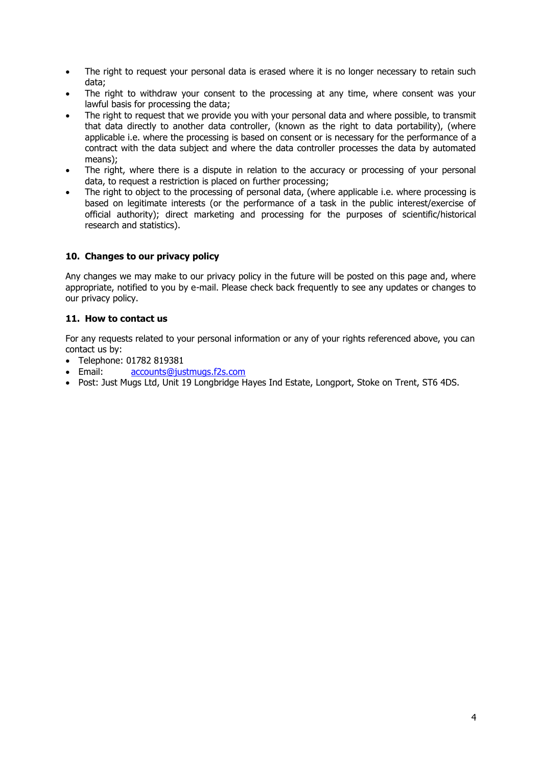- The right to request your personal data is erased where it is no longer necessary to retain such data;
- The right to withdraw your consent to the processing at any time, where consent was your lawful basis for processing the data;
- The right to request that we provide you with your personal data and where possible, to transmit that data directly to another data controller, (known as the right to data portability), (where applicable i.e. where the processing is based on consent or is necessary for the performance of a contract with the data subject and where the data controller processes the data by automated means);
- The right, where there is a dispute in relation to the accuracy or processing of your personal data, to request a restriction is placed on further processing;
- The right to object to the processing of personal data, (where applicable i.e. where processing is based on legitimate interests (or the performance of a task in the public interest/exercise of official authority); direct marketing and processing for the purposes of scientific/historical research and statistics).

## 10. Changes to our privacy policy

Any changes we may make to our privacy policy in the future will be posted on this page and, where appropriate, notified to you by e-mail. Please check back frequently to see any updates or changes to our privacy policy.

## 11. How to contact us

For any requests related to your personal information or any of your rights referenced above, you can contact us by:

- Telephone: 01782 819381
- Email: accounts@justmugs.f2s.com
- Post: Just Mugs Ltd, Unit 19 Longbridge Hayes Ind Estate, Longport, Stoke on Trent, ST6 4DS.